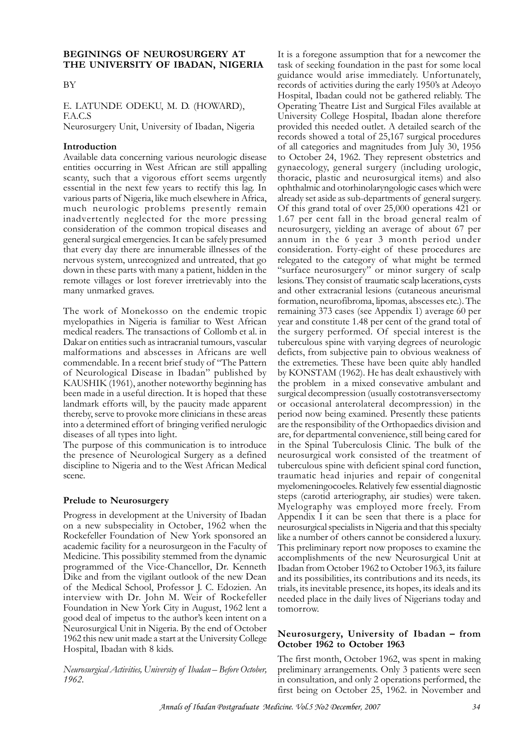# BEGININGS OF NEUROSURGERY AT THE UNIVERSITY OF IBADAN, NIGERIA

BY

E. LATUNDE ODEKU, M. D. (HOWARD), F.A.C.S
Neurosurgery Unit, University of Ibadan, Nigeria

## Introduction

Available data concerning various neurologic disease entities occurring in West African are still appalling scanty, such that a vigorous effort seems urgently essential in the next few years to rectify this lag. In various parts of Nigeria, like much elsewhere in Africa, much neurologic problems presently remain inadvertently neglected for the more pressing consideration of the common tropical diseases and general surgical emergencies. It can be safely presumed that every day there are innumerable illnesses of the nervous system, unrecognized and untreated, that go down in these parts with many a patient, hidden in the remote villages or lost forever irretrievably into the many unmarked graves.

The work of Monekosso on the endemic tropic myelopathies in Nigeria is familiar to West African medical readers. The transactions of Collomb et al. in Dakar on entities such as intracranial tumours, vascular malformations and abscesses in Africans are well commendable. In a recent brief study of "The Pattern of Neurological Disease in Ibadan" published by KAUSHIK (1961), another noteworthy beginning has been made in a useful direction. It is hoped that these landmark efforts will, by the paucity made apparent thereby, serve to provoke more clinicians in these areas into a determined effort of bringing verified nerulogic diseases of all types into light.

The purpose of this communication is to introduce the presence of Neurological Surgery as a defined discipline to Nigeria and to the West African Medical scene.

## Prelude to Neurosurgery

Progress in development at the University of Ibadan on a new subspeciality in October, 1962 when the Rockefeller Foundation of New York sponsored an academic facility for a neurosurgeon in the Faculty of Medicine. This possibility stemmed from the dynamic programmed of the Vice-Chancellor, Dr. Kenneth Dike and from the vigilant outlook of the new Dean of the Medical School, Professor J. C. Edozien. An interview with Dr. John M. Weir of Rockefeller Foundation in New York City in August, 1962 lent a good deal of impetus to the author's keen intent on a Neurosurgical Unit in Nigeria. By the end of October 1962 this new unit made a start at the University College Hospital, Ibadan with 8 kids.

*Neurosurgical Activities, University of Ibadan – Before October, 1962.*

It is a foregone assumption that for a newcomer the task of seeking foundation in the past for some local guidance would arise immediately. Unfortunately, records of activities during the early 1950's at Adeoyo Hospital, Ibadan could not be gathered reliably. The Operating Theatre List and Surgical Files available at University College Hospital, Ibadan alone therefore provided this needed outlet. A detailed search of the records showed a total of 25,167 surgical procedures of all categories and magnitudes from July 30, 1956 to October 24, 1962. They represent obstetrics and gynaecology, general surgery (including urologic, thoracic, plastic and neurosurgical items) and also ophthalmic and otorhinolaryngologic cases which were already set aside as sub-departments of general surgery. Of this grand total of over 25,000 operations 421 or 1.67 per cent fall in the broad general realm of neurosurgery, yielding an average of about 67 per annum in the 6 year 3 month period under consideration. Forty-eight of these procedures are relegated to the category of what might be termed "surface neurosurgery" or minor surgery of scalp lesions. They consist of traumatic scalp lacerations, cysts and other extracranial lesions (cutaneous aneurismal formation, neurofibroma, lipomas, abscesses etc.). The remaining 373 cases (see Appendix 1) average 60 per year and constitute 1.48 per cent of the grand total of the surgery performed. Of special interest is the tuberculous spine with varying degrees of neurologic deficts, from subjective pain to obvious weakness of the extremeties. These have been quite ably handled by KONSTAM (1962). He has dealt exhaustively with the problem in a mixed consevative ambulant and surgical decompression (usually costotransversectomy or occasional anterolateral decompression) in the period now being examined. Presently these patients are the responsibility of the Orthopaedics division and are, for departmental convenience, still being cared for in the Spinal Tuberculosis Clinic. The bulk of the neurosurgical work consisted of the treatment of tuberculous spine with deficient spinal cord function, traumatic head injuries and repair of congenital myelomeningocoeles. Relatively few essential diagnostic steps (carotid arteriography, air studies) were taken. Myelography was employed more freely. From Appendix I it can be seen that there is a place for neurosurgical specialists in Nigeria and that this specialty like a number of others cannot be considered a luxury. This preliminary report now proposes to examine the accomplishments of the new Neurosurgical Unit at Ibadan from October 1962 to October 1963, its failure and its possibilities, its contributions and its needs, its trials, its inevitable presence, its hopes, its ideals and its needed place in the daily lives of Nigerians today and tomorrow.

## Neurosurgery, University of Ibadan – from October 1962 to October 1963

The first month, October 1962, was spent in making preliminary arrangements. Only 3 patients were seen in consultation, and only 2 operations performed, the first being on October 25, 1962. in November and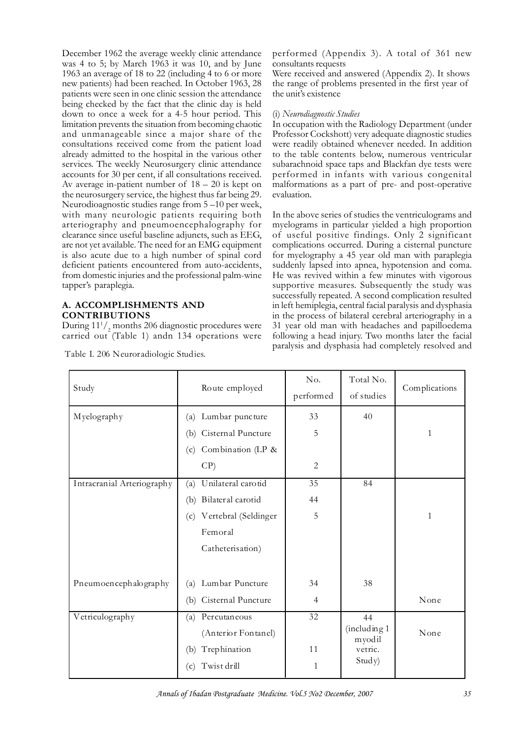December 1962 the average weekly clinic attendance was 4 to 5; by March 1963 it was 10, and by June 1963 an average of 18 to 22 (including 4 to 6 or more new patients) had been reached. In October 1963, 28 patients were seen in one clinic session the attendance being checked by the fact that the clinic day is held down to once a week for a 4-5 hour period. This limitation prevents the situation from becoming chaotic and unmanageable since a major share of the consultations received come from the patient load already admitted to the hospital in the various other services. The weekly Neurosurgery clinic attendance accounts for 30 per cent, if all consultations received. Av average in-patient number of 18 – 20 is kept on the neurosurgery service, the highest thus far being 29. Neurodioagnostic studies range from 5 –10 per week, with many neurologic patients requiring both arteriography and pneumoencephalography for clearance since useful baseline adjuncts, such as EEG, are not yet available. The need for an EMG equipment is also acute due to a high number of spinal cord deficient patients encountered from auto-accidents, from domestic injuries and the professional palm-wine tapper's paraplegia.

## A. ACCOMPLISHMENTS AND CONTRIBUTIONS

During $11^1/_2$ months 206 diagnostic procedures were carried out (Table 1) andn 134 operations were performed (Appendix 3). A total of 361 new consultants requests

Were received and answered (Appendix 2). It shows the range of problems presented in the first year of the unit's existence

(i) *Neurodiagnostic Studies*

In occupation with the Radiology Department (under Professor Cockshott) very adequate diagnostic studies were readily obtained whenever needed. In addition to the table contents below, numerous ventricular subarachnoid space taps and Blackfan dye tests were performed in infants with various congenital malformations as a part of pre- and post-operative evaluation.

In the above series of studies the ventriculograms and myelograms in particular yielded a high proportion of useful positive findings. Only 2 significant complications occurred. During a cisternal puncture for myelography a 45 year old man with paraplegia suddenly lapsed into apnea, hypotension and coma. He was revived within a few minutes with vigorous supportive measures. Subsequently the study was successfully repeated. A second complication resulted in left hemiplegia, central facial paralysis and dysphasia in the process of bilateral cerebral arteriography in a 31 year old man with headaches and papilloedema following a head injury. Two months later the facial paralysis and dysphasia had completely resolved and

Table I. 206 Neuroradiologic Studies.

| Study | Route employed | No. performed | Total No. of studies | Complications |
|---|---|---|---|---|
| Myelography | (a) Lumbar puncture | 33 | 40 | |
| | (b) Cisternal Puncture | 5 | | 1 |
| | (c) Combination (LP & CP) | 2 | | |
| Intracranial Arteriography | (a) Unilateral carotid | 35 | 84 | |
| | (b) Bilateral carotid | 44 | | |
| | (c) Vertebral (Seldinger Femoral Catheterisation) | 5 | | 1 |
| Pneumoencephalography | (a) Lumbar Puncture | 34 | 38 | |
| | (b) Cisternal Puncture | 4 | | None |
| Vetriculography | (a) Percutaneous (Anterior Fontanel) | 32 | 44 (including 1 myodil vetric. Study) | None |
| | (b) Trephination | 11 | | |
| | (c) Twist drill | 1 | | |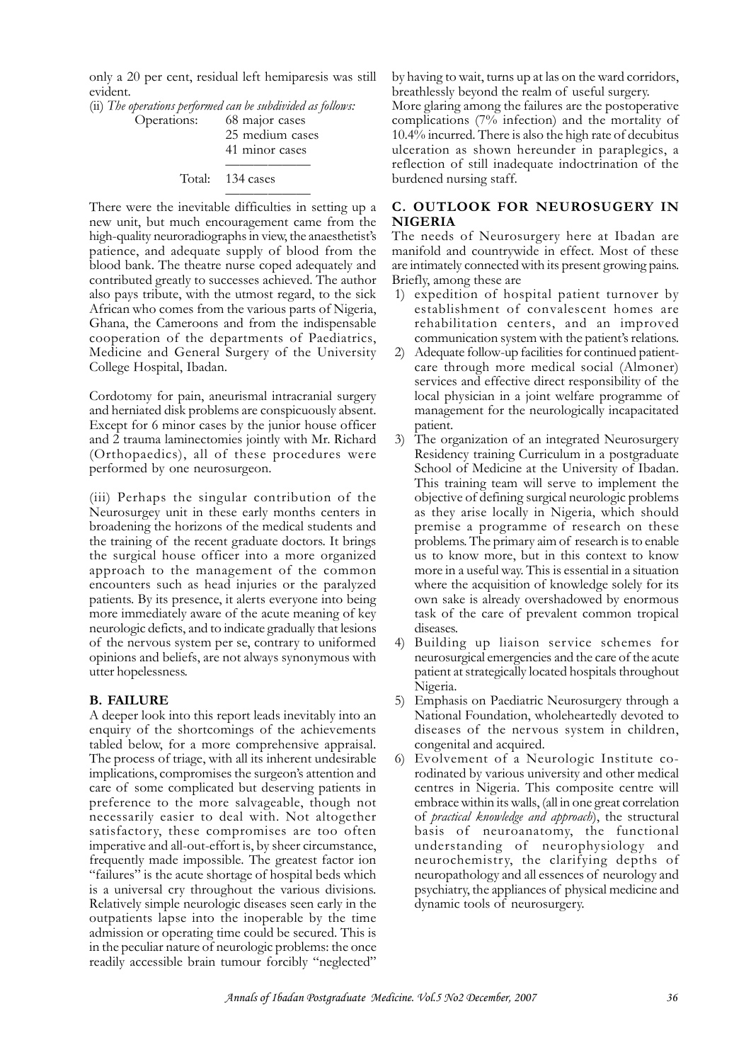only a 20 per cent, residual left hemiparesis was still evident.

(ii) *The operations performed can be subdivided as follows:*

| | |
|---|---|
| Operations: | 68 major cases |
| | 25 medium cases |
| | 41 minor cases |
| Total: | 134 cases |

There were the inevitable difficulties in setting up a new unit, but much encouragement came from the high-quality neuroradiographs in view, the anaesthetist's patience, and adequate supply of blood from the blood bank. The theatre nurse coped adequately and contributed greatly to successes achieved. The author also pays tribute, with the utmost regard, to the sick African who comes from the various parts of Nigeria, Ghana, the Cameroons and from the indispensable cooperation of the departments of Paediatrics, Medicine and General Surgery of the University College Hospital, Ibadan.

Cordotomy for pain, aneurismal intracranial surgery and herniated disk problems are conspicuously absent. Except for 6 minor cases by the junior house officer and 2 trauma laminectomies jointly with Mr. Richard (Orthopaedics), all of these procedures were performed by one neurosurgeon.

(iii) Perhaps the singular contribution of the Neurosurgey unit in these early months centers in broadening the horizons of the medical students and the training of the recent graduate doctors. It brings the surgical house officer into a more organized approach to the management of the common encounters such as head injuries or the paralyzed patients. By its presence, it alerts everyone into being more immediately aware of the acute meaning of key neurologic deficts, and to indicate gradually that lesions of the nervous system per se, contrary to uniformed opinions and beliefs, are not always synonymous with utter hopelessness.

**B. FAILURE**

A deeper look into this report leads inevitably into an enquiry of the shortcomings of the achievements tabled below, for a more comprehensive appraisal. The process of triage, with all its inherent undesirable implications, compromises the surgeon's attention and care of some complicated but deserving patients in preference to the more salvageable, though not necessarily easier to deal with. Not altogether satisfactory, these compromises are too often imperative and all-out-effort is, by sheer circumstance, frequently made impossible. The greatest factor ion "failures" is the acute shortage of hospital beds which is a universal cry throughout the various divisions. Relatively simple neurologic diseases seen early in the outpatients lapse into the inoperable by the time admission or operating time could be secured. This is in the peculiar nature of neurologic problems: the once readily accessible brain tumour forcibly "neglected" by having to wait, turns up at las on the ward corridors, breathlessly beyond the realm of useful surgery.

More glaring among the failures are the postoperative complications (7% infection) and the mortality of 10.4% incurred. There is also the high rate of decubitus ulceration as shown hereunder in paraplegics, a reflection of still inadequate indoctrination of the burdened nursing staff.

**C. OUTLOOK FOR NEUROSUGERY IN NIGERIA**

The needs of Neurosurgery here at Ibadan are manifold and countrywide in effect. Most of these are intimately connected with its present growing pains. Briefly, among these are

1) expedition of hospital patient turnover by establishment of convalescent homes are rehabilitation centers, and an improved communication system with the patient's relations.
2) Adequate follow-up facilities for continued patient-care through more medical social (Almoner) services and effective direct responsibility of the local physician in a joint welfare programme of management for the neurologically incapacitated patient.
3) The organization of an integrated Neurosurgery Residency training Curriculum in a postgraduate School of Medicine at the University of Ibadan. This training team will serve to implement the objective of defining surgical neurologic problems as they arise locally in Nigeria, which should premise a programme of research on these problems. The primary aim of research is to enable us to know more, but in this context to know more in a useful way. This is essential in a situation where the acquisition of knowledge solely for its own sake is already overshadowed by enormous task of the care of prevalent common tropical diseases.
4) Building up liaison service schemes for neurosurgical emergencies and the care of the acute patient at strategically located hospitals throughout Nigeria.
5) Emphasis on Paediatric Neurosurgery through a National Foundation, wholeheartedly devoted to diseases of the nervous system in children, congenital and acquired.
6) Evolvement of a Neurologic Institute co-rodinated by various university and other medical centres in Nigeria. This composite centre will embrace within its walls, (all in one great correlation of *practical knowledge and approach*), the structural basis of neuroanatomy, the functional understanding of neurophysiology and neurochemistry, the clarifying depths of neuropathology and all essences of neurology and psychiatry, the appliances of physical medicine and dynamic tools of neurosurgery.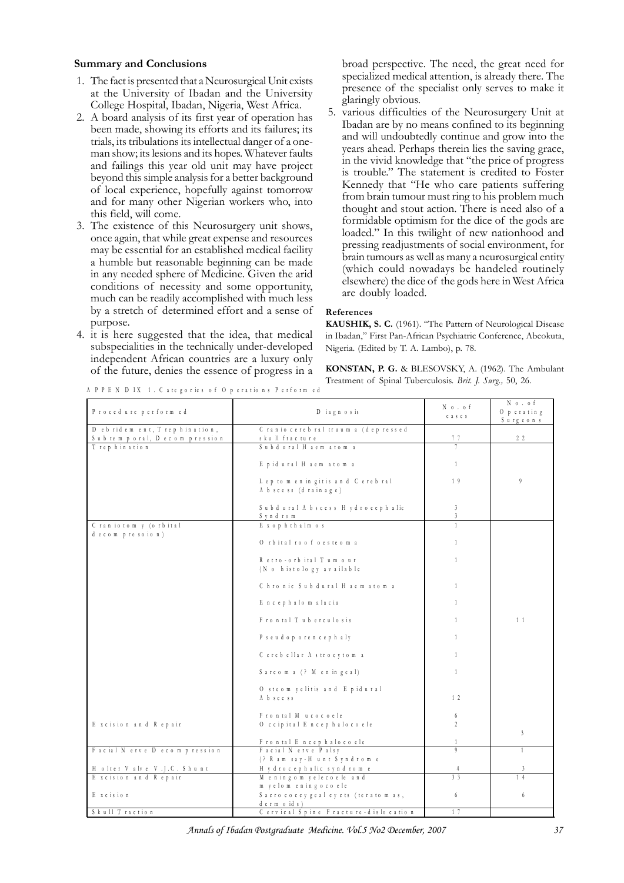## Summary and Conclusions

1. The fact is presented that a Neurosurgical Unit exists at the University of Ibadan and the University College Hospital, Ibadan, Nigeria, West Africa.
2. A board analysis of its first year of operation has been made, showing its efforts and its failures; its trials, its tribulations its intellectual danger of a one-man show; its lesions and its hopes. Whatever faults and failings this year old unit may have project beyond this simple analysis for a better background of local experience, hopefully against tomorrow and for many other Nigerian workers who, into this field, will come.
3. The existence of this Neurosurgery unit shows, once again, that while great expense and resources may be essential for an established medical facility a humble but reasonable beginning can be made in any needed sphere of Medicine. Given the arid conditions of necessity and some opportunity, much can be readily accomplished with much less by a stretch of determined effort and a sense of purpose.
4. it is here suggested that the idea, that medical subspecialities in the technically under-developed independent African countries are a luxury only of the future, denies the essence of progress in a broad perspective. The need, the great need for specialized medical attention, is already there. The presence of the specialist only serves to make it glaringly obvious.
5. various difficulties of the Neurosurgery Unit at Ibadan are by no means confined to its beginning and will undoubtedly continue and grow into the years ahead. Perhaps therein lies the saving grace, in the vivid knowledge that "the price of progress is trouble." The statement is credited to Foster Kennedy that "He who care patients suffering from brain tumour must ring to his problem much thought and stout action. There is need also of a formidable optimism for the dice of the gods are loaded." In this twilight of new nationhood and pressing readjustments of social environment, for brain tumours as well as many a neurosurgical entity (which could nowadays be handeled routinely elsewhere) the dice of the gods here in West Africa are doubly loaded.

### References

**KAUSHIK, S. C.** (1961). "The Pattern of Neurological Disease in Ibadan," First Pan-African Psychiatric Conference, Abeokuta, Nigeria. (Edited by T. A. Lambo), p. 78.

**KONSTAN, P. G.** & BLESOVSKY, A. (1962). The Ambulant Treatment of Spinal Tuberculosis. *Brit. J. Surg.,* 50, 26.

APPENDIX 1. Categories of Operations Performed

| Procedure performed | Diagnosis | No. of cases | No. of Operating Surgeons |
|---|---|---|---|
| Debridement, Trephination, Subtemporal, Decompression | Craniocerebral trauma (depressed skull fracture | 77 | 22 |
| Trephination | Subdural Haematoma | 7 | |
| | Epidural Haematoma | 1 | |
| | Leptomeningitis and Cerebral Abscess (drainage) | 19 | 9 |
| | Subdural Abscess Hydrocephalic Syndrom | 3<br>3 | |
| Craniotomy (orbital decompresoion) | Exophthalmos | 1 | |
| | Orbital roof oesteoma | 1 | |
| | Retro-orbital Tumour (No histology available | 1 | |
| | Chronic Subdural Haematoma | 1 | |
| | Encephalomalacia | 1 | |
| | Frontal Tuberculosis | 1 | 11 |
| | Pseudoporencephaly | 1 | |
| | Cerebellar Astrocytoma | 1 | |
| | Sarcoma (? Meningeal) | 1 | |
| | Osteomyelitis and Epidural Abscess | 12 | |
| | Frontal Mucocoele | 6 | |
| Excision and Repair | Occipital Encephalocoele | 2 | 3 |
| | Frontal Encephalocoele | 1 | |
| Facial Nerve Decompression | Facial Nerve Palsy (? Ramsay-Hunt Syndrome | 9 | 1 |
| Holter Valve V.J.C. Shunt | Hydrocephalic syndrome | 4 | 3 |
| Excision and Repair | Meningomyelecoele and myelomeningocoele | 33 | 14 |
| Excision | Sacrococcygeal cycts (teratomas, dermoids) | 6 | 6 |
| Skull Traction | Cervical Spine Fracture-dislocation | 17 | |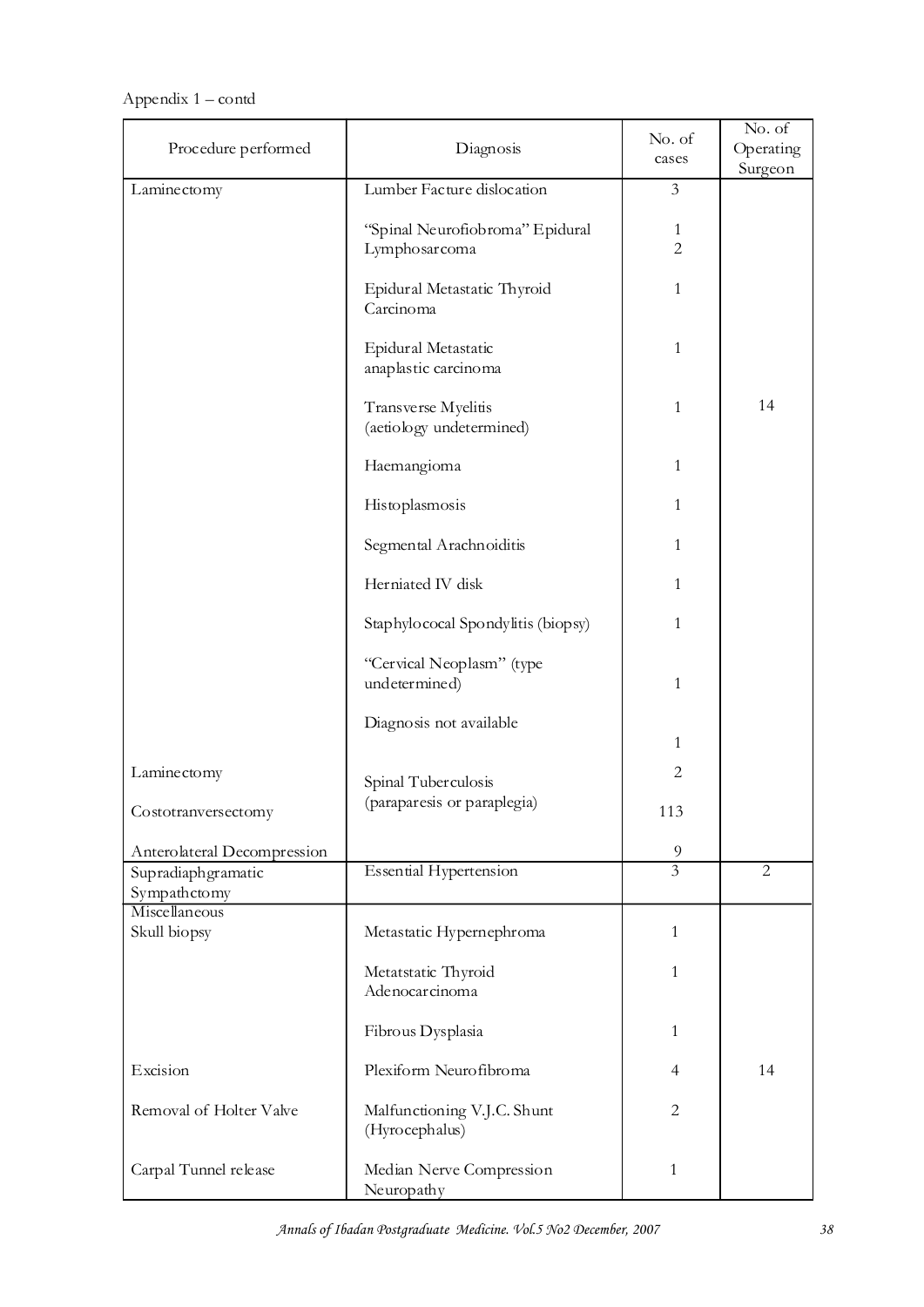Appendix 1 – contd

| Procedure performed | Diagnosis | No. of cases | No. of Operating Surgeon |
|---|---|---|---|
| Laminectomy | Lumber Facture dislocation | 3 | |
| | "Spinal Neurofiobroma" Epidural Lymphosarcoma | 1<br>2 | |
| | Epidural Metastatic Thyroid Carcinoma | 1 | |
| | Epidural Metastatic anaplastic carcinoma | 1 | |
| | Transverse Myelitis (aetiology undetermined) | 1 | 14 |
| | Haemangioma | 1 | |
| | Histoplasmosis | 1 | |
| | Segmental Arachnoiditis | 1 | |
| | Herniated IV disk | 1 | |
| | Staphylococal Spondylitis (biopsy) | 1 | |
| | "Cervical Neoplasm" (type undetermined) | 1 | |
| | Diagnosis not available | 1 | |
| Laminectomy | Spinal Tuberculosis (paraparesis or paraplegia) | 2 | |
| Costotranversectomy | | 113 | |
| Anterolateral Decompression | | 9 | |
| Supradiaphgramatic Sympathctomy | Essential Hypertension | 3 | 2 |
| Miscellaneous<br>Skull biopsy | Metastatic Hypernephroma | 1 | |
| | Metatstatic Thyroid Adenocarcinoma | 1 | |
| | Fibrous Dysplasia | 1 | |
| Excision | Plexiform Neurofibroma | 4 | 14 |
| Removal of Holter Valve | Malfunctioning V.J.C. Shunt (Hyrocephalus) | 2 | |
| Carpal Tunnel release | Median Nerve Compression Neuropathy | 1 | |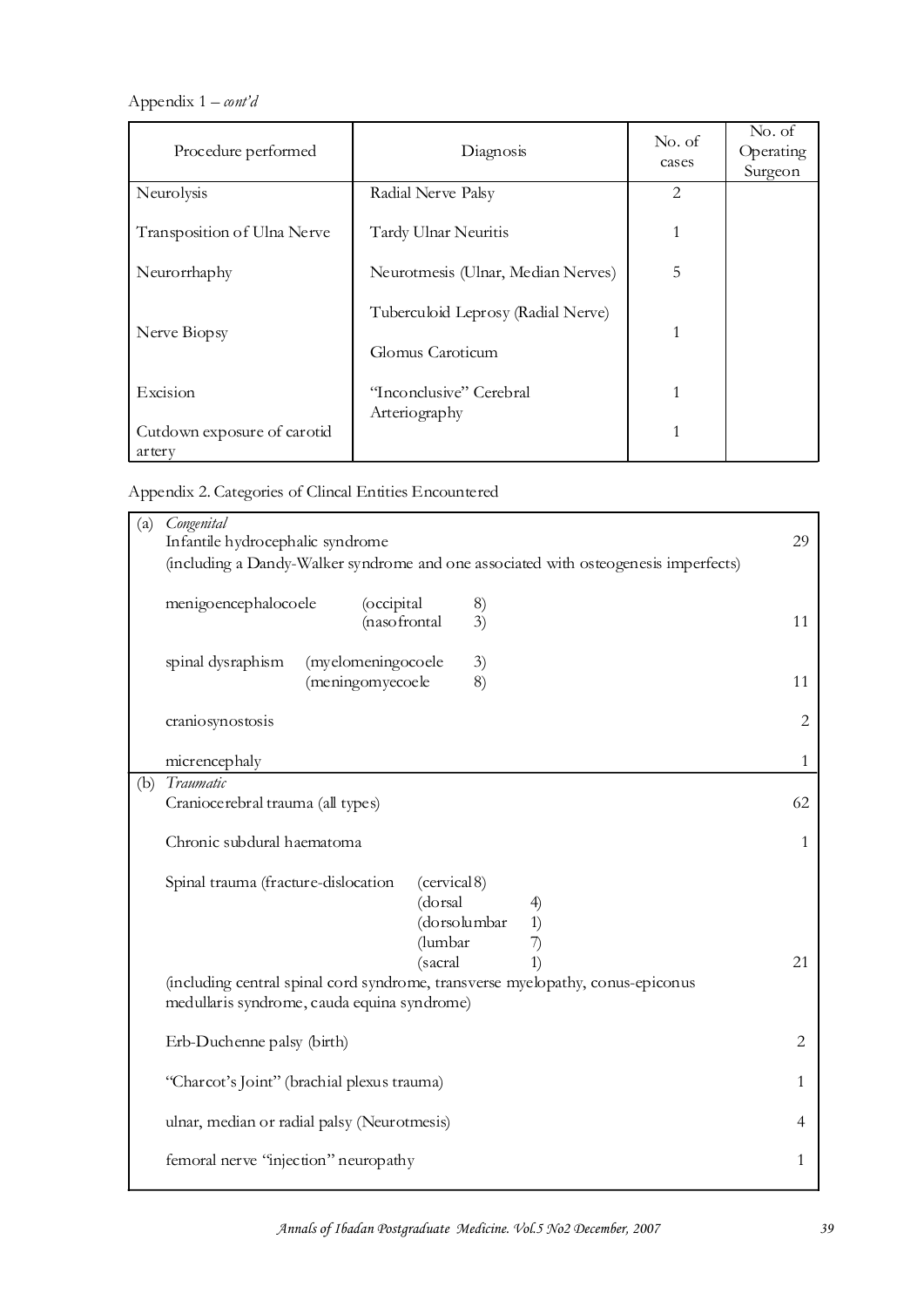Appendix 1 – *cont'd*

| Procedure performed | Diagnosis | No. of cases | No. of Operating Surgeon |
|---|---|---|---|
| Neurolysis | Radial Nerve Palsy | 2 | |
| Transposition of Ulna Nerve | Tardy Ulnar Neuritis | 1 | |
| Neurorrhaphy | Neurotmesis (Ulnar, Median Nerves) | 5 | |
| Nerve Biopsy | Tuberculoid Leprosy (Radial Nerve) | 1 | |
| Excision | Glomus Caroticum | 1 | |
| Cutdown exposure of carotid artery | "Inconclusive" Cerebral Arteriography | 1 | |

Appendix 2. Categories of Clincal Entities Encountered

| | | |
|---|---|---|
| (a) | *Congenital* | |
| | Infantile hydrocephalic syndrome (including a Dandy-Walker syndrome and one associated with osteogenesis imperfects) | 29 |
| | menigoencephalocoele (occipital 8) (nasofrontal 3) | 11 |
| | spinal dysraphism (myelomeningocoele 3) (meningomyecoele 8) | 11 |
| | craniosynostosis | 2 |
| | micrencephaly | 1 |
| (b) | *Traumatic* | |
| | Craniocerebral trauma (all types) | 62 |
| | Chronic subdural haematoma | 1 |
| | Spinal trauma (fracture-dislocation (cervical 8) (dorsal 4) (dorsolumbar 1) (lumbar 7) (sacral 1) (including central spinal cord syndrome, transverse myelopathy, conus-epiconus medullaris syndrome, cauda equina syndrome) | 21 |
| | Erb-Duchenne palsy (birth) | 2 |
| | "Charcot's Joint" (brachial plexus trauma) | 1 |
| | ulnar, median or radial palsy (Neurotmesis) | 4 |
| | femoral nerve "injection" neuropathy | 1 |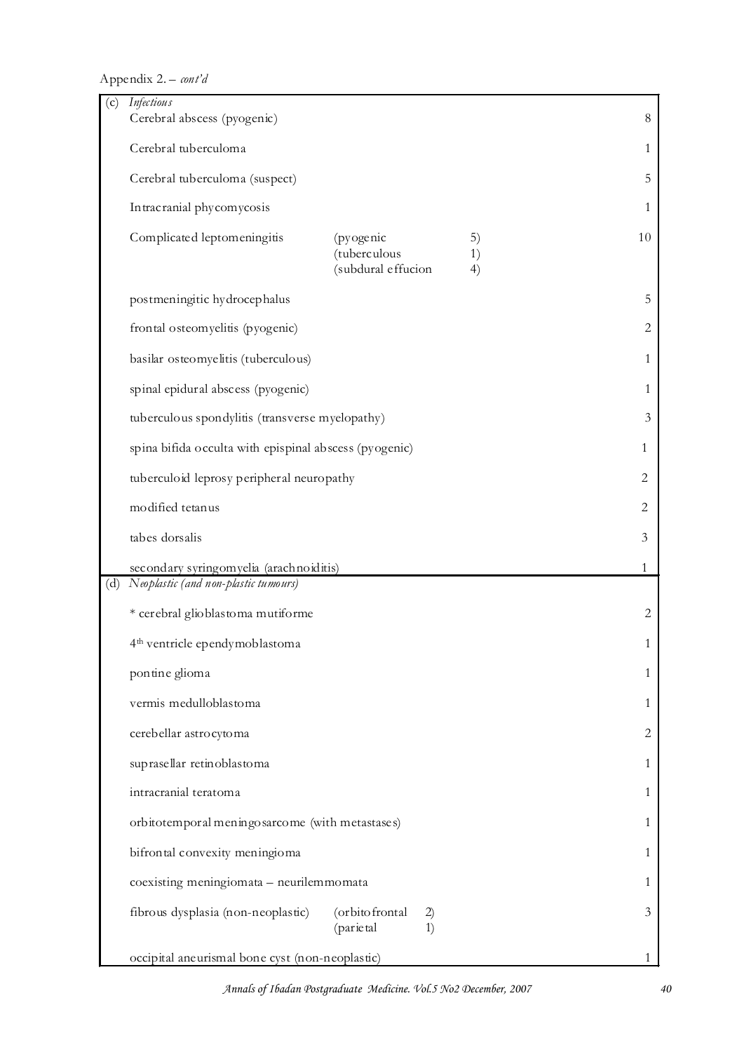Appendix 2. – *cont'd*

| | | | | |
|---|---|---|---|---|
| (c) | *Infectious* | | | |
| | Cerebral abscess (pyogenic) | | | 8 |
| | Cerebral tuberculoma | | | 1 |
| | Cerebral tuberculoma (suspect) | | | 5 |
| | Intracranial phycomycosis | | | 1 |
| | Complicated leptomeningitis | (pyogenic<br>(tuberculous<br>(subdural effucion | 5)<br>1)<br>4) | 10 |
| | postmeningitic hydrocephalus | | | 5 |
| | frontal osteomyelitis (pyogenic) | | | 2 |
| | basilar osteomyelitis (tuberculous) | | | 1 |
| | spinal epidural abscess (pyogenic) | | | 1 |
| | tuberculous spondylitis (transverse myelopathy) | | | 3 |
| | spina bifida occulta with epispinal abscess (pyogenic) | | | 1 |
| | tuberculoid leprosy peripheral neuropathy | | | 2 |
| | modified tetanus | | | 2 |
| | tabes dorsalis | | | 3 |
| | secondary syringomyelia (arachnoiditis) | | | 1 |
| (d) | *Neoplastic (and non-plastic tumours)* | | | |
| | * cerebral glioblastoma mutiforme | | | 2 |
| | 4th ventricle ependymoblastoma | | | 1 |
| | pontine glioma | | | 1 |
| | vermis medulloblastoma | | | 1 |
| | cerebellar astrocytoma | | | 2 |
| | suprasellar retinoblastoma | | | 1 |
| | intracranial teratoma | | | 1 |
| | orbitotemporal meningosarcome (with metastases) | | | 1 |
| | bifrontal convexity meningioma | | | 1 |
| | coexisting meningiomata – neurilemmomata | | | 1 |
| | fibrous dysplasia (non-neoplastic) | (orbitofrontal<br>(parietal | 2)<br>1) | 3 |
| | occipital aneurismal bone cyst (non-neoplastic) | | | 1 |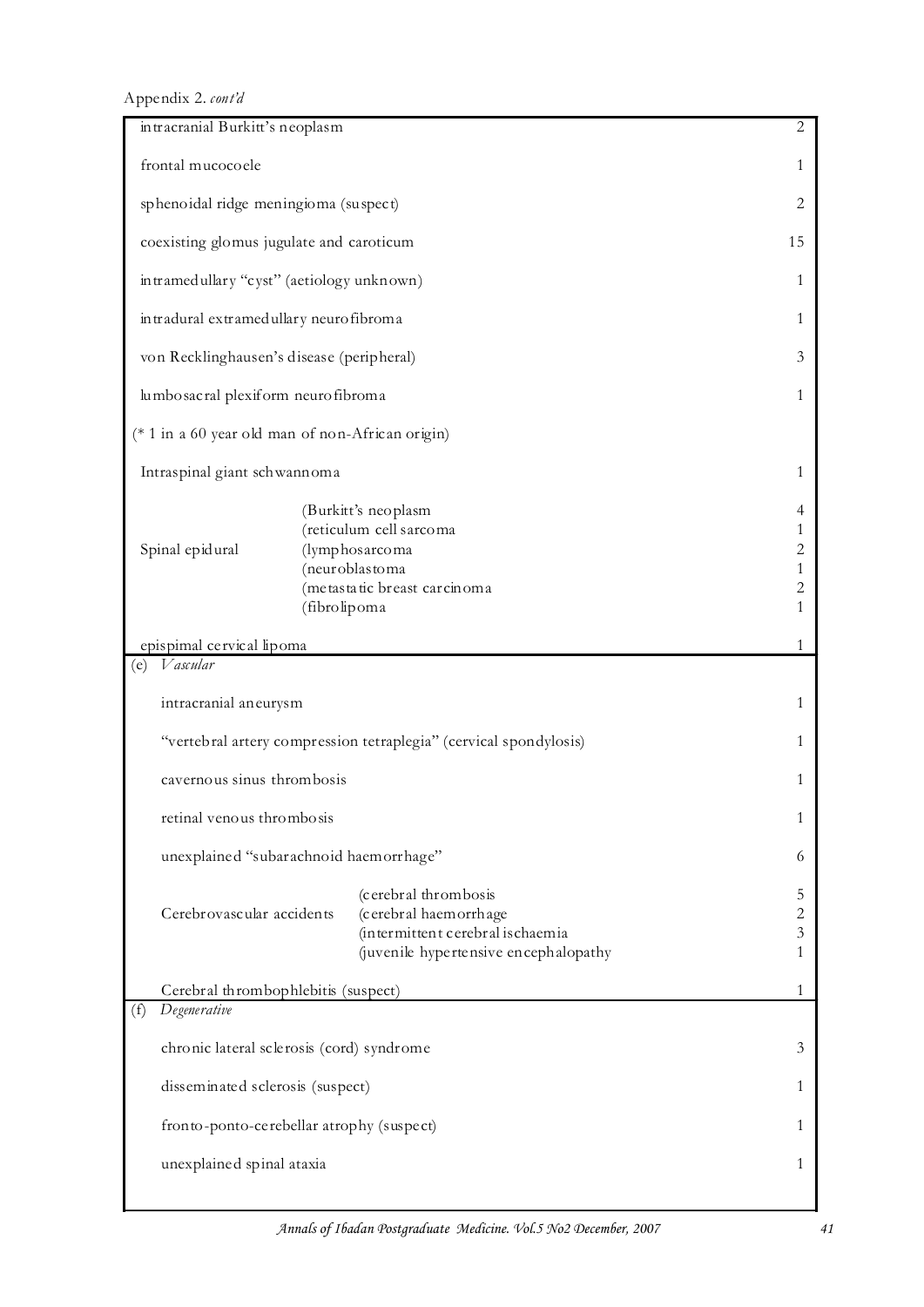Appendix 2. *cont'd*

| | | |
|---|---|---|
| intracranial Burkitt's neoplasm | | 2 |
| frontal mucocoele | | 1 |
| sphenoidal ridge meningioma (suspect) | | 2 |
| coexisting glomus jugulate and caroticum | | 15 |
| intramedullary "cyst" (aetiology unknown) | | 1 |
| intradural extramedullary neurofibroma | | 1 |
| von Recklinghausen's disease (peripheral) | | 3 |
| lumbosacral plexiform neurofibroma | | 1 |
| (* 1 in a 60 year old man of non-African origin) | | |
| Intraspinal giant schwannoma | | 1 |
| Spinal epidural | (Burkitt's neoplasm | 4 |
| | (reticulum cell sarcoma | 1 |
| | (lymphosarcoma | 2 |
| | (neuroblastoma | 1 |
| | (metastatic breast carcinoma | 2 |
| | (fibrolipoma | 1 |
| epispimal cervical lipoma | | 1 |
| (e) *Vascular* | | |
| intracranial aneurysm | | 1 |
| "vertebral artery compression tetraplegia" (cervical spondylosis) | | 1 |
| cavernous sinus thrombosis | | 1 |
| retinal venous thrombosis | | 1 |
| unexplained "subarachnoid haemorrhage" | | 6 |
| Cerebrovascular accidents | (cerebral thrombosis | 5 |
| | (cerebral haemorrhage | 2 |
| | (intermittent cerebral ischaemia | 3 |
| | (juvenile hypertensive encephalopathy | 1 |
| Cerebral thrombophlebitis (suspect) | | 1 |
| (f) *Degenerative* | | |
| chronic lateral sclerosis (cord) syndrome | | 3 |
| disseminated sclerosis (suspect) | | 1 |
| fronto-ponto-cerebellar atrophy (suspect) | | 1 |
| unexplained spinal ataxia | | 1 |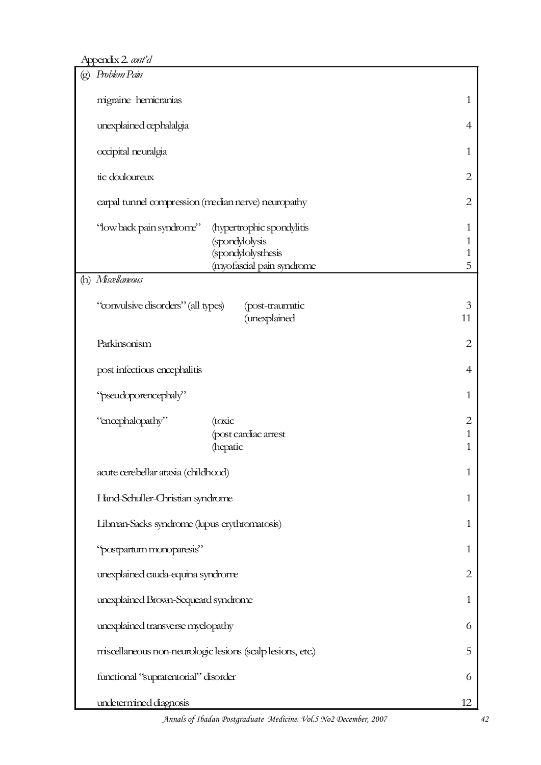Appendix 2. *cont'd*

| | | |
|---|---|---|
| (g) *Problem Pain* | | |
| migraine hemicranias | | 1 |
| unexplained cephalalgia | | 4 |
| occipital neuralgia | | 1 |
| tic douloureux | | 2 |
| carpal tunnel compression (median nerve) neuropathy | | 2 |
| "low back pain syndrome" | (hypertrophic spondylitis | 1 |
| | (spondylolysis | 1 |
| | (spondylolysthesis | 1 |
| | (myofascial pain syndrome | 5 |
| (h) *Miscellaneous* | | |
| "convulsive disorders" (all types) | (post-traumatic | 3 |
| | (unexplained | 11 |
| Parkinsonism | | 2 |
| post infectious encephalitis | | 4 |
| "pseudoporencephaly" | | 1 |
| "encephalopathy" | (toxic | 2 |
| | (post cardiac arrest | 1 |
| | (hepatic | 1 |
| acute cerebellar ataxia (childhood) | | 1 |
| Hand-Schuller-Christian syndrome | | 1 |
| Libman-Sacks syndrome (lupus erythromatosis) | | 1 |
| "postpartum monoparesis" | | 1 |
| unexplained cauda-equina syndrome | | 2 |
| unexplained Brown-Sequeard syndrome | | 1 |
| unexplained transverse myelopathy | | 6 |
| miscellaneous non-neurologic lesions (scalp lesions, etc.) | | 5 |
| functional "supratentorial" disorder | | 6 |
| undetermined diagnosis | | 12 |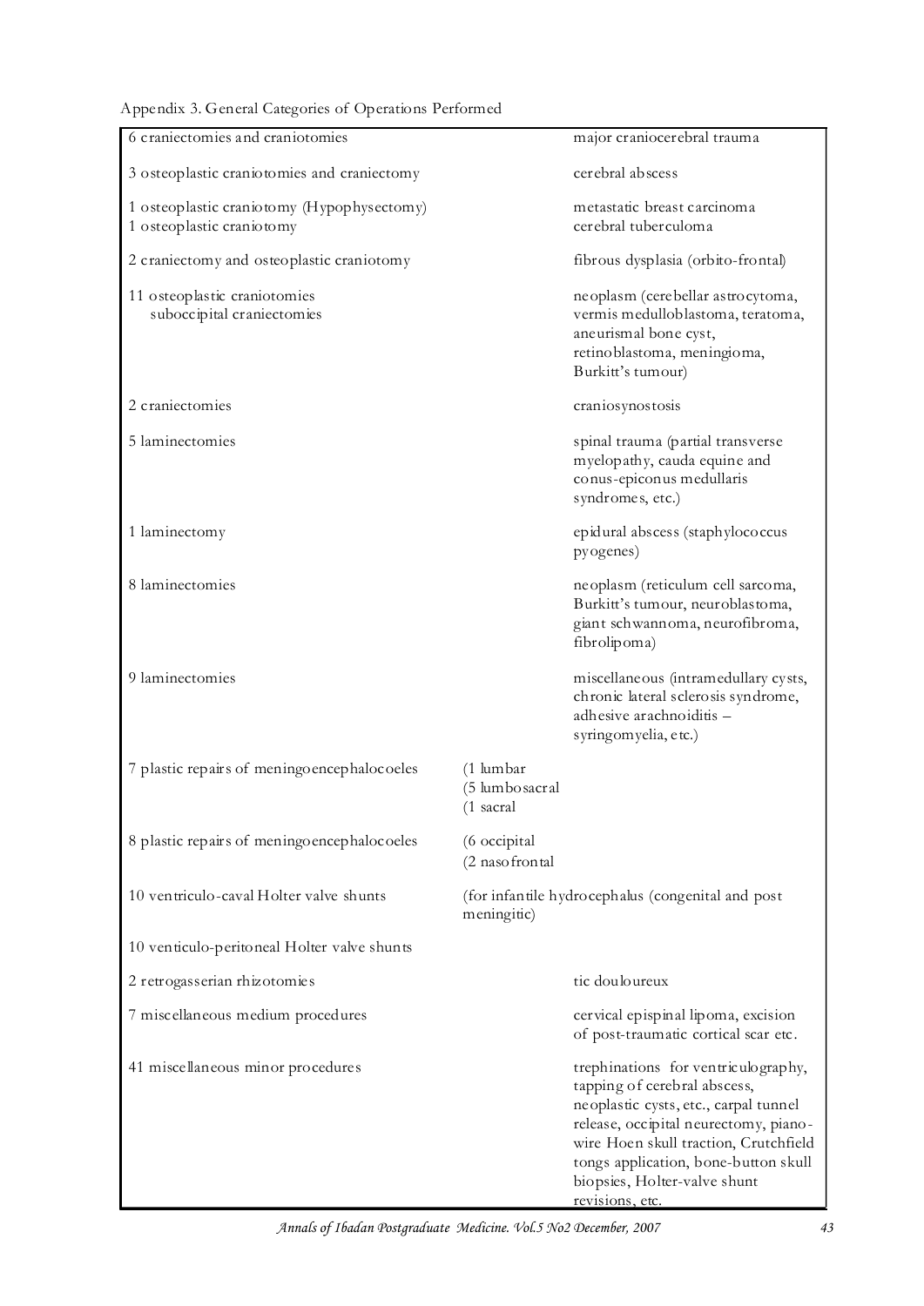Appendix 3. General Categories of Operations Performed

| | | |
|---|---|---|
| 6 craniectomies and craniotomies | | major craniocerebral trauma |
| 3 osteoplastic craniotomies and craniectomy | | cerebral abscess |
| 1 osteoplastic craniotomy (Hypophysectomy)<br>1 osteoplastic craniotomy | | metastatic breast carcinoma<br>cerebral tuberculoma |
| 2 craniectomy and osteoplastic craniotomy | | fibrous dysplasia (orbito-frontal) |
| 11 osteoplastic craniotomies<br>suboccipital craniectomies | | neoplasm (cerebellar astrocytoma, vermis medulloblastoma, teratoma, aneurismal bone cyst, retinoblastoma, meningioma, Burkitt's tumour) |
| 2 craniectomies | | craniosynostosis |
| 5 laminectomies | | spinal trauma (partial transverse myelopathy, cauda equine and conus-epiconus medullaris syndromes, etc.) |
| 1 laminectomy | | epidural abscess (staphylococcus pyogenes) |
| 8 laminectomies | | neoplasm (reticulum cell sarcoma, Burkitt's tumour, neuroblastoma, giant schwannoma, neurofibroma, fibrolipoma) |
| 9 laminectomies | | miscellaneous (intramedullary cysts, chronic lateral sclerosis syndrome, adhesive arachnoiditis – syringomyelia, etc.) |
| 7 plastic repairs of meningoencephalocoeles | (1 lumbar<br>(5 lumbosacral<br>(1 sacral | |
| 8 plastic repairs of meningoencephalocoeles | (6 occipital<br>(2 nasofrontal | |
| 10 ventriculo-caval Holter valve shunts | (for infantile hydrocephalus (congenital and post meningitic) | |
| 10 venticulo-peritoneal Holter valve shunts | | |
| 2 retrogasserian rhizotomies | | tic douloureux |
| 7 miscellaneous medium procedures | | cervical epispinal lipoma, excision of post-traumatic cortical scar etc. |
| 41 miscellaneous minor procedures | | trephinations for ventriculography, tapping of cerebral abscess, neoplastic cysts, etc., carpal tunnel release, occipital neurectomy, piano-wire Hoen skull traction, Crutchfield tongs application, bone-button skull biopsies, Holter-valve shunt revisions, etc. |